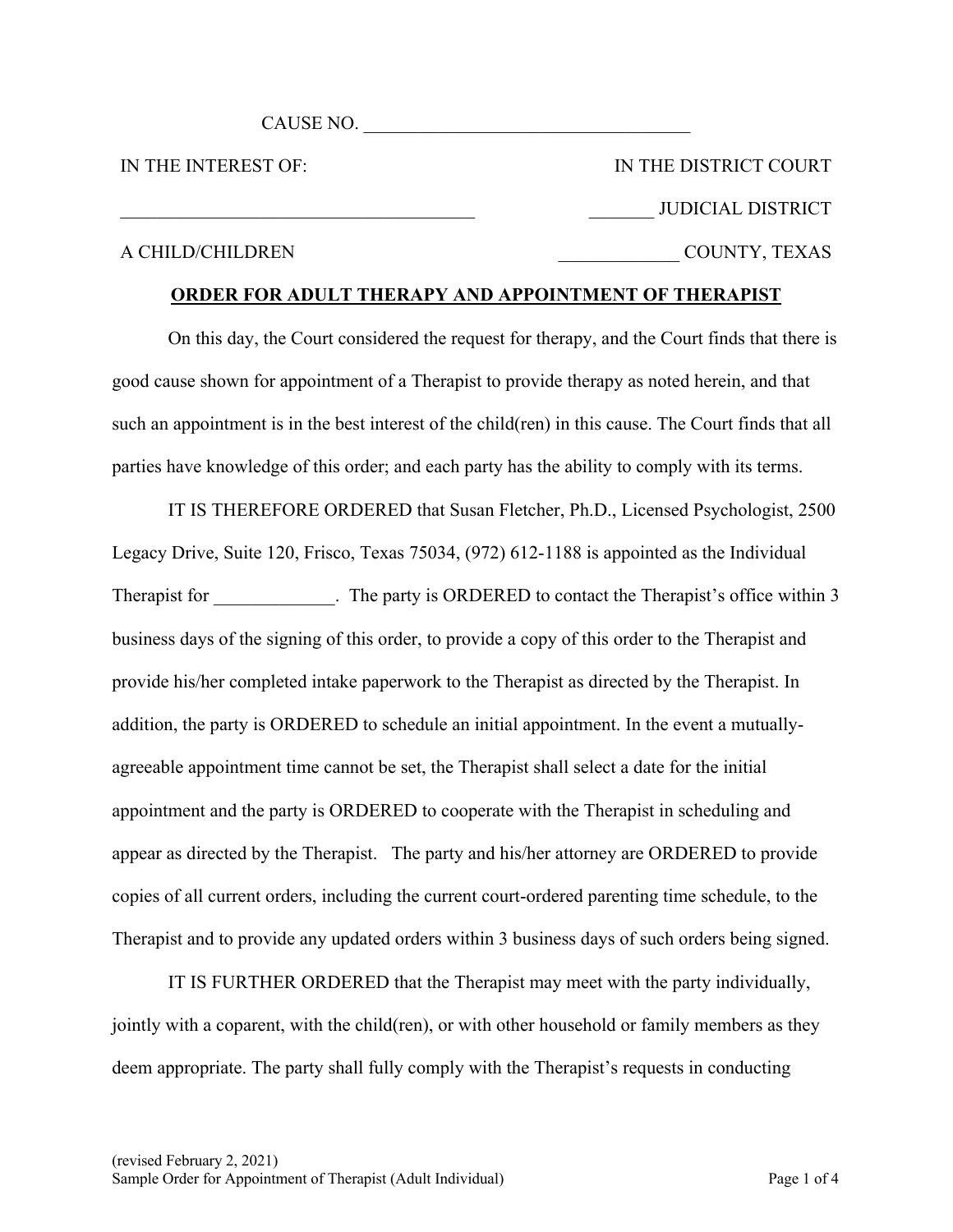CAUSE NO. ___________________________________

| IN THE INTEREST OF: | IN THE DISTRICT COURT |
| --- | --- |
| ______________________________________ | _______ JUDICIAL DISTRICT |
| A CHILD/CHILDREN | _____________ COUNTY, TEXAS |

**ORDER FOR ADULT THERAPY AND APPOINTMENT OF THERAPIST**

On this day, the Court considered the request for therapy, and the Court finds that there is good cause shown for appointment of a Therapist to provide therapy as noted herein, and that such an appointment is in the best interest of the child(ren) in this cause. The Court finds that all parties have knowledge of this order; and each party has the ability to comply with its terms.

IT IS THEREFORE ORDERED that Susan Fletcher, Ph.D., Licensed Psychologist, 2500 Legacy Drive, Suite 120, Frisco, Texas 75034, (972) 612-1188 is appointed as the Individual Therapist for _____________. The party is ORDERED to contact the Therapist's office within 3 business days of the signing of this order, to provide a copy of this order to the Therapist and provide his/her completed intake paperwork to the Therapist as directed by the Therapist. In addition, the party is ORDERED to schedule an initial appointment. In the event a mutually-agreeable appointment time cannot be set, the Therapist shall select a date for the initial appointment and the party is ORDERED to cooperate with the Therapist in scheduling and appear as directed by the Therapist. The party and his/her attorney are ORDERED to provide copies of all current orders, including the current court-ordered parenting time schedule, to the Therapist and to provide any updated orders within 3 business days of such orders being signed.

IT IS FURTHER ORDERED that the Therapist may meet with the party individually, jointly with a coparent, with the child(ren), or with other household or family members as they deem appropriate. The party shall fully comply with the Therapist's requests in conducting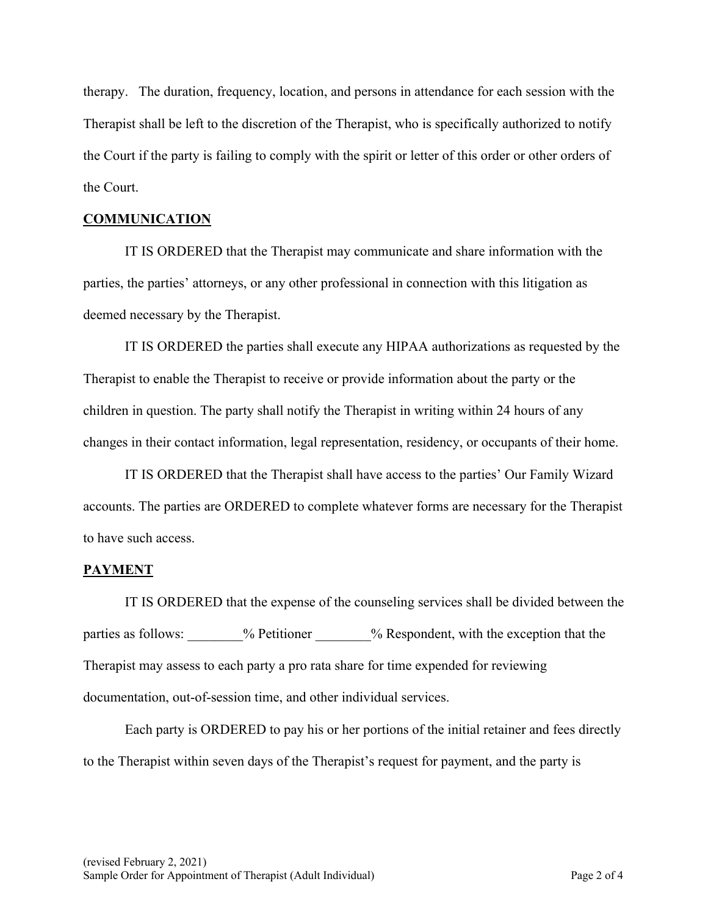therapy. The duration, frequency, location, and persons in attendance for each session with the Therapist shall be left to the discretion of the Therapist, who is specifically authorized to notify the Court if the party is failing to comply with the spirit or letter of this order or other orders of the Court.

## COMMUNICATION

IT IS ORDERED that the Therapist may communicate and share information with the parties, the parties' attorneys, or any other professional in connection with this litigation as deemed necessary by the Therapist.

IT IS ORDERED the parties shall execute any HIPAA authorizations as requested by the Therapist to enable the Therapist to receive or provide information about the party or the children in question. The party shall notify the Therapist in writing within 24 hours of any changes in their contact information, legal representation, residency, or occupants of their home.

IT IS ORDERED that the Therapist shall have access to the parties' Our Family Wizard accounts. The parties are ORDERED to complete whatever forms are necessary for the Therapist to have such access.

## PAYMENT

IT IS ORDERED that the expense of the counseling services shall be divided between the parties as follows: ________% Petitioner ________% Respondent, with the exception that the Therapist may assess to each party a pro rata share for time expended for reviewing documentation, out-of-session time, and other individual services.

Each party is ORDERED to pay his or her portions of the initial retainer and fees directly to the Therapist within seven days of the Therapist's request for payment, and the party is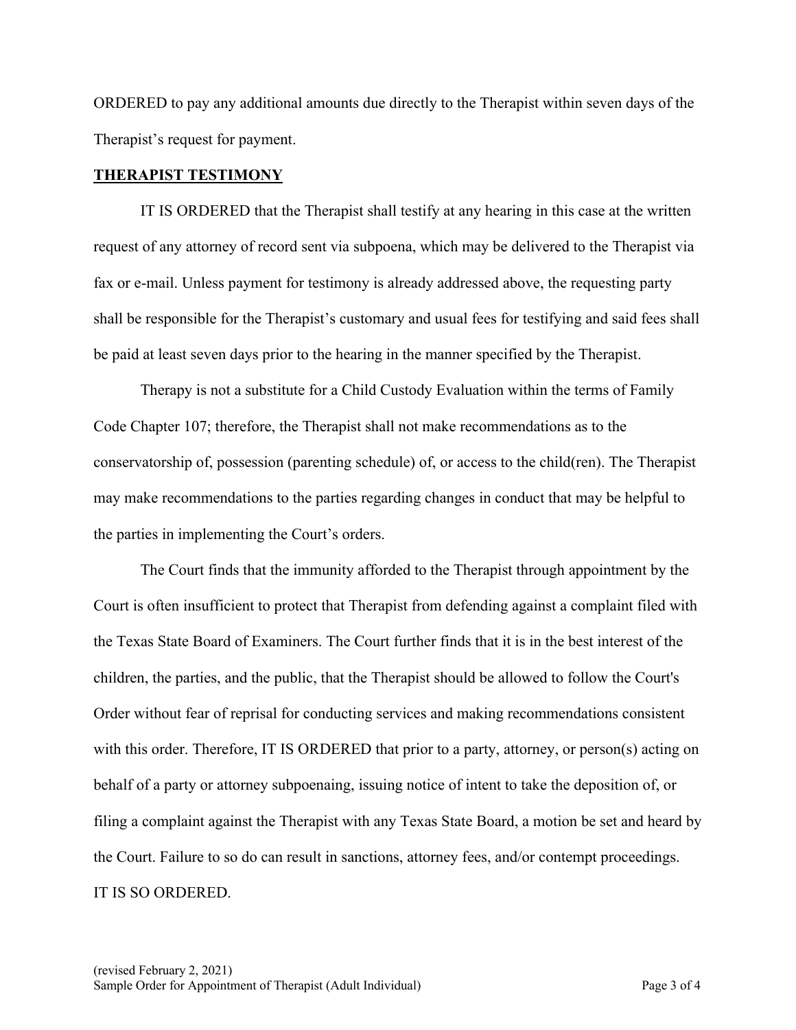ORDERED to pay any additional amounts due directly to the Therapist within seven days of the Therapist's request for payment.

**THERAPIST TESTIMONY**

IT IS ORDERED that the Therapist shall testify at any hearing in this case at the written request of any attorney of record sent via subpoena, which may be delivered to the Therapist via fax or e-mail. Unless payment for testimony is already addressed above, the requesting party shall be responsible for the Therapist's customary and usual fees for testifying and said fees shall be paid at least seven days prior to the hearing in the manner specified by the Therapist.

Therapy is not a substitute for a Child Custody Evaluation within the terms of Family Code Chapter 107; therefore, the Therapist shall not make recommendations as to the conservatorship of, possession (parenting schedule) of, or access to the child(ren). The Therapist may make recommendations to the parties regarding changes in conduct that may be helpful to the parties in implementing the Court's orders.

The Court finds that the immunity afforded to the Therapist through appointment by the Court is often insufficient to protect that Therapist from defending against a complaint filed with the Texas State Board of Examiners. The Court further finds that it is in the best interest of the children, the parties, and the public, that the Therapist should be allowed to follow the Court's Order without fear of reprisal for conducting services and making recommendations consistent with this order. Therefore, IT IS ORDERED that prior to a party, attorney, or person(s) acting on behalf of a party or attorney subpoenaing, issuing notice of intent to take the deposition of, or filing a complaint against the Therapist with any Texas State Board, a motion be set and heard by the Court. Failure to so do can result in sanctions, attorney fees, and/or contempt proceedings.

IT IS SO ORDERED.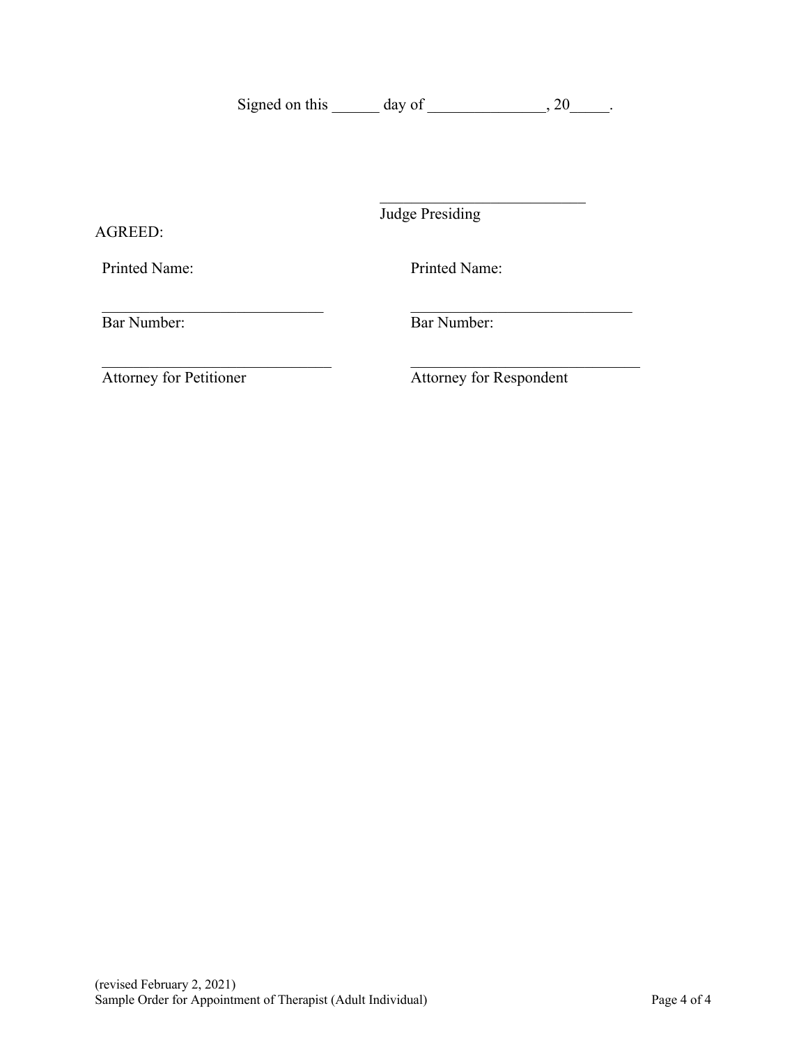Signed on this ______ day of _______________, 20_____.

___________________________
Judge Presiding

AGREED:

| | |
|---|---|
| Printed Name: | Printed Name: |
| _____________________________ | _____________________________ |
| Bar Number: | Bar Number: |
| ______________________________ | ______________________________ |
| Attorney for Petitioner | Attorney for Respondent |

(revised February 2, 2021)
Sample Order for Appointment of Therapist (Adult Individual)